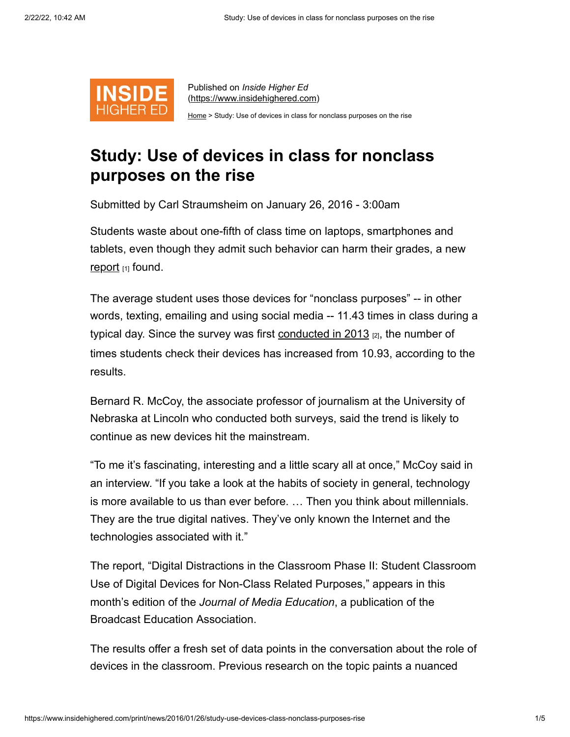Published on *Inside Higher Ed* (https://www.insidehighered.com)

Home > Study: Use of devices in class for nonclass purposes on the rise

# Study: Use of devices in class for nonclass purposes on the rise

Submitted by Carl Straumsheim on January 26, 2016 - 3:00am

Students waste about one-fifth of class time on laptops, smartphones and tablets, even though they admit such behavior can harm their grades, a new report [1] found.

The average student uses those devices for "nonclass purposes" -- in other words, texting, emailing and using social media -- 11.43 times in class during a typical day. Since the survey was first conducted in 2013 [2], the number of times students check their devices has increased from 10.93, according to the results.

Bernard R. McCoy, the associate professor of journalism at the University of Nebraska at Lincoln who conducted both surveys, said the trend is likely to continue as new devices hit the mainstream.

"To me it's fascinating, interesting and a little scary all at once," McCoy said in an interview. "If you take a look at the habits of society in general, technology is more available to us than ever before. … Then you think about millennials. They are the true digital natives. They've only known the Internet and the technologies associated with it."

The report, "Digital Distractions in the Classroom Phase II: Student Classroom Use of Digital Devices for Non-Class Related Purposes," appears in this month's edition of the *Journal of Media Education*, a publication of the Broadcast Education Association.

The results offer a fresh set of data points in the conversation about the role of devices in the classroom. Previous research on the topic paints a nuanced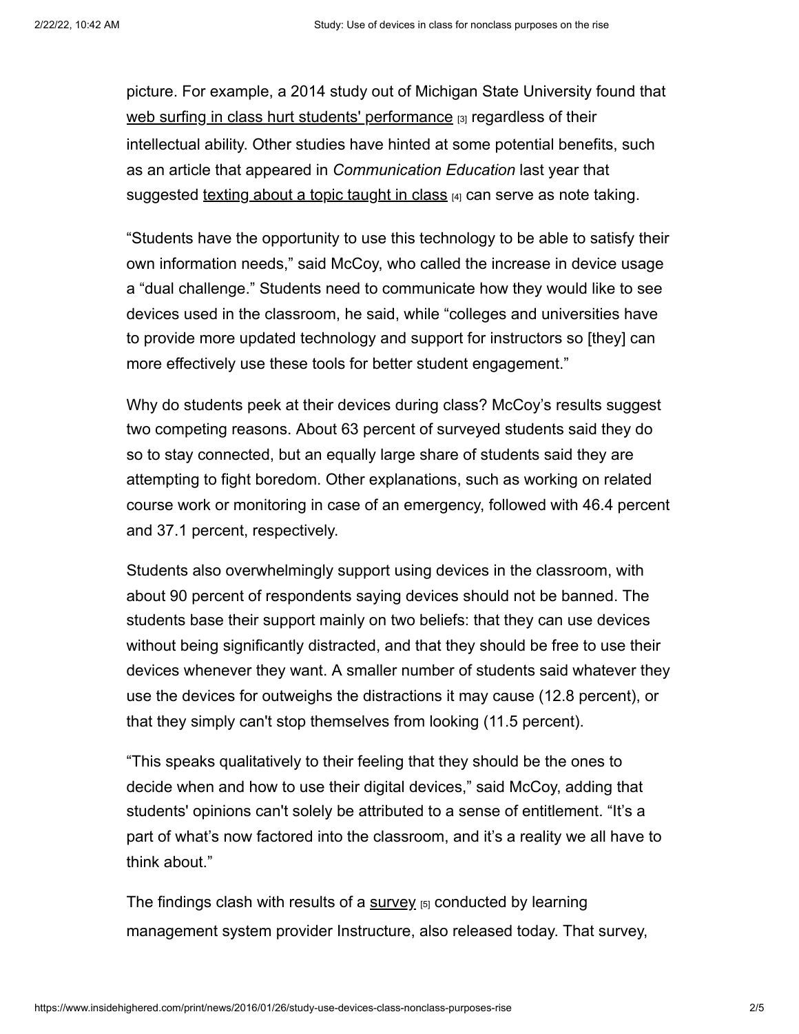picture. For example, a 2014 study out of Michigan State University found that web surfing in class hurt students' performance [3] regardless of their intellectual ability. Other studies have hinted at some potential benefits, such as an article that appeared in *Communication Education* last year that suggested texting about a topic taught in class [4] can serve as note taking.

“Students have the opportunity to use this technology to be able to satisfy their own information needs,” said McCoy, who called the increase in device usage a “dual challenge.” Students need to communicate how they would like to see devices used in the classroom, he said, while “colleges and universities have to provide more updated technology and support for instructors so [they] can more effectively use these tools for better student engagement.”

Why do students peek at their devices during class? McCoy’s results suggest two competing reasons. About 63 percent of surveyed students said they do so to stay connected, but an equally large share of students said they are attempting to fight boredom. Other explanations, such as working on related course work or monitoring in case of an emergency, followed with 46.4 percent and 37.1 percent, respectively.

Students also overwhelmingly support using devices in the classroom, with about 90 percent of respondents saying devices should not be banned. The students base their support mainly on two beliefs: that they can use devices without being significantly distracted, and that they should be free to use their devices whenever they want. A smaller number of students said whatever they use the devices for outweighs the distractions it may cause (12.8 percent), or that they simply can't stop themselves from looking (11.5 percent).

“This speaks qualitatively to their feeling that they should be the ones to decide when and how to use their digital devices,” said McCoy, adding that students' opinions can't solely be attributed to a sense of entitlement. “It’s a part of what’s now factored into the classroom, and it’s a reality we all have to think about.”

The findings clash with results of a survey [5] conducted by learning management system provider Instructure, also released today. That survey,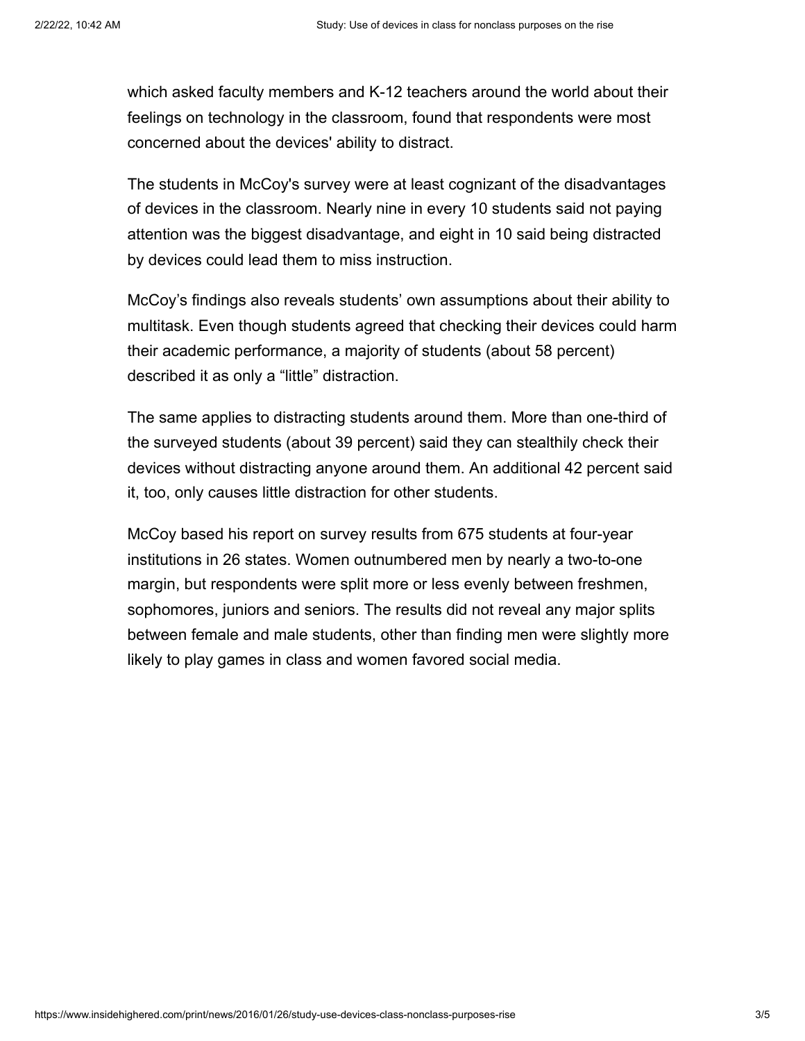which asked faculty members and K-12 teachers around the world about their feelings on technology in the classroom, found that respondents were most concerned about the devices' ability to distract.

The students in McCoy's survey were at least cognizant of the disadvantages of devices in the classroom. Nearly nine in every 10 students said not paying attention was the biggest disadvantage, and eight in 10 said being distracted by devices could lead them to miss instruction.

McCoy’s findings also reveals students’ own assumptions about their ability to multitask. Even though students agreed that checking their devices could harm their academic performance, a majority of students (about 58 percent) described it as only a “little” distraction.

The same applies to distracting students around them. More than one-third of the surveyed students (about 39 percent) said they can stealthily check their devices without distracting anyone around them. An additional 42 percent said it, too, only causes little distraction for other students.

McCoy based his report on survey results from 675 students at four-year institutions in 26 states. Women outnumbered men by nearly a two-to-one margin, but respondents were split more or less evenly between freshmen, sophomores, juniors and seniors. The results did not reveal any major splits between female and male students, other than finding men were slightly more likely to play games in class and women favored social media.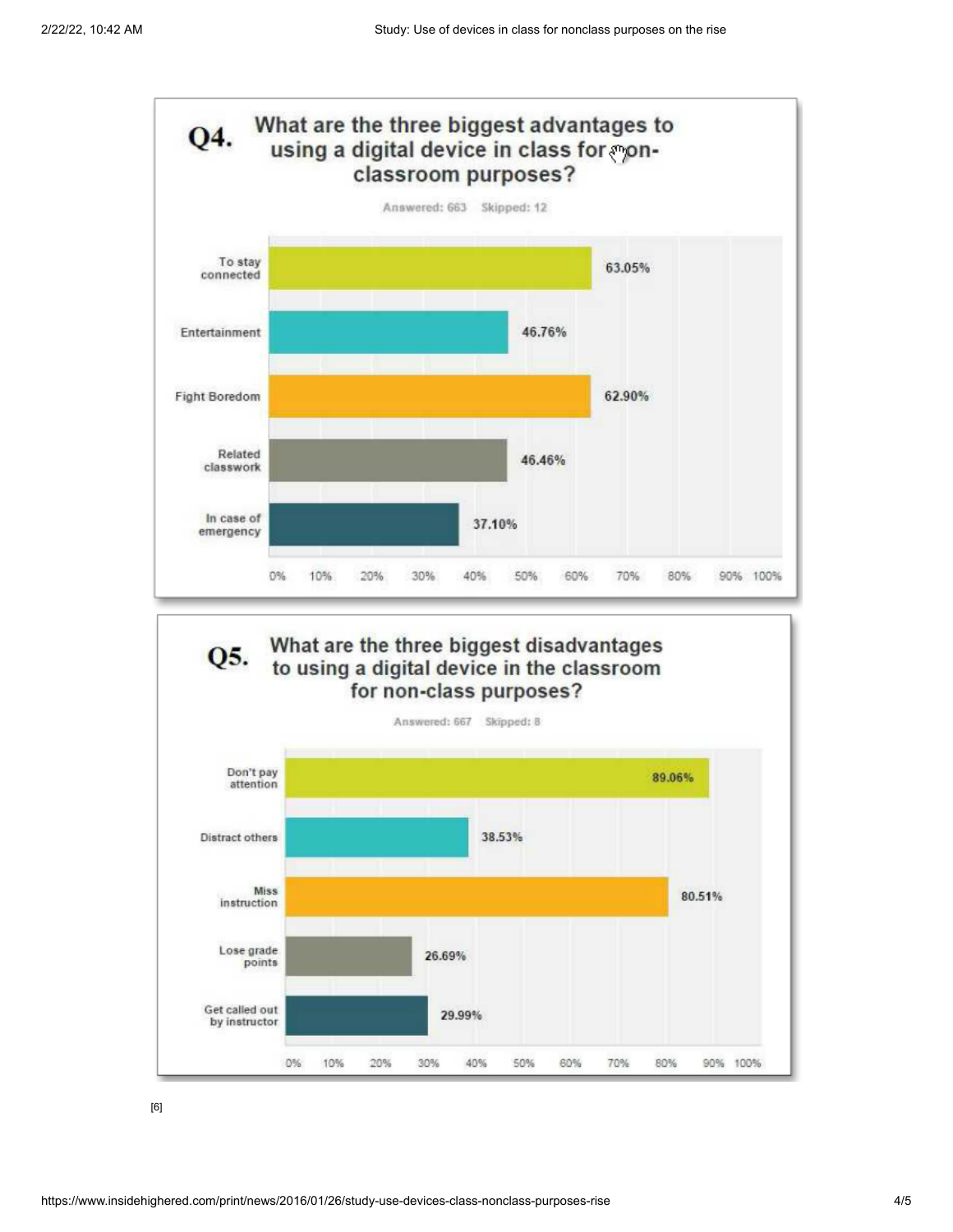## Q4. What are the three biggest advantages to using a digital device in class for non-classroom purposes?

Answered: 663 Skipped: 12

| Response | Percentage |
| --- | --- |
| To stay connected | 63.05% |
| Entertainment | 46.76% |
| Fight Boredom | 62.90% |
| Related classwork | 46.46% |
| In case of emergency | 37.10% |

## Q5. What are the three biggest disadvantages to using a digital device in the classroom for non-class purposes?

Answered: 667 Skipped: 8

| Response | Percentage |
| --- | --- |
| Don't pay attention | 89.06% |
| Distract others | 38.53% |
| Miss instruction | 80.51% |
| Lose grade points | 26.69% |
| Get called out by instructor | 29.99% |

[6]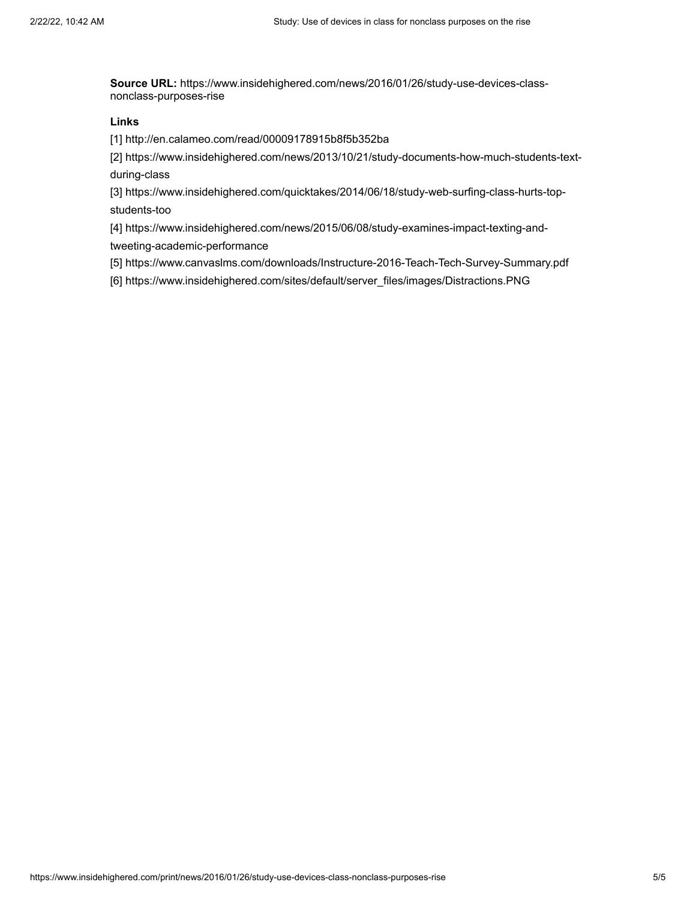**Source URL:** https://www.insidehighered.com/news/2016/01/26/study-use-devices-class-nonclass-purposes-rise

**Links**

[1] http://en.calameo.com/read/00009178915b8f5b352ba

[2] https://www.insidehighered.com/news/2013/10/21/study-documents-how-much-students-text-during-class

[3] https://www.insidehighered.com/quicktakes/2014/06/18/study-web-surfing-class-hurts-top-students-too

[4] https://www.insidehighered.com/news/2015/06/08/study-examines-impact-texting-and-tweeting-academic-performance

[5] https://www.canvaslms.com/downloads/Instructure-2016-Teach-Tech-Survey-Summary.pdf

[6] https://www.insidehighered.com/sites/default/server_files/images/Distractions.PNG